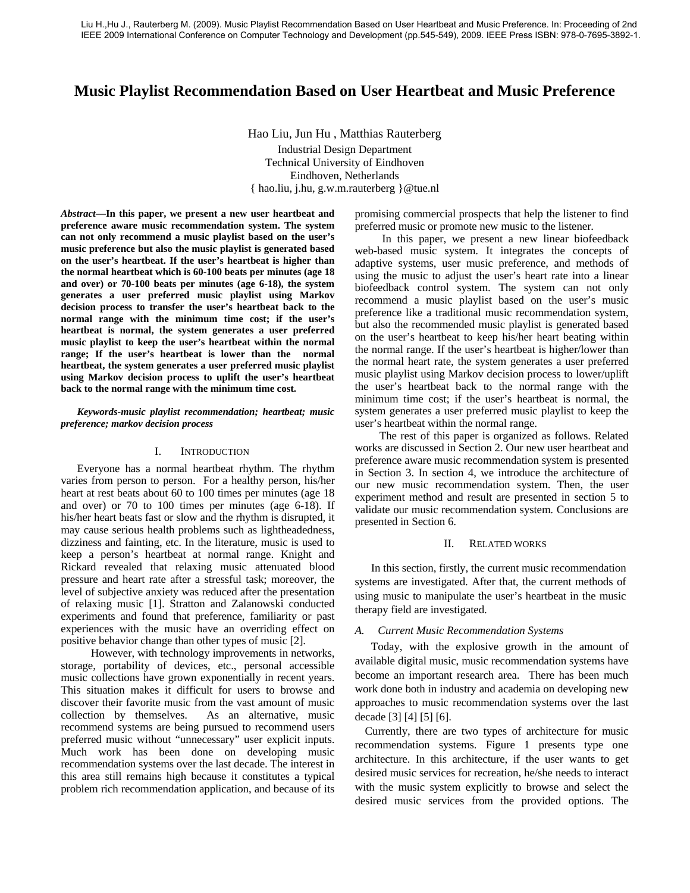Liu H.,Hu J., Rauterberg M. (2009). Music Playlist Recommendation Based on User Heartbeat and Music Preference. In: Proceeding of 2nd IEEE 2009 International Conference on Computer Technology and Development (pp.545-549), 2009. IEEE Press ISBN: 978-0-7695-3892-1.

# Music Playlist Recommendation Based on User Heartbeat and Music Preference

Hao Liu, Jun Hu , Matthias Rauterberg

Industrial Design Department
Technical University of Eindhoven
Eindhoven, Netherlands
{ hao.liu, j.hu, g.w.m.rauterberg }@tue.nl

***Abstract*—In this paper, we present a new user heartbeat and preference aware music recommendation system. The system can not only recommend a music playlist based on the user's music preference but also the music playlist is generated based on the user's heartbeat. If the user's heartbeat is higher than the normal heartbeat which is 60-100 beats per minutes (age 18 and over) or 70-100 beats per minutes (age 6-18), the system generates a user preferred music playlist using Markov decision process to transfer the user's heartbeat back to the normal range with the minimum time cost; if the user's heartbeat is normal, the system generates a user preferred music playlist to keep the user's heartbeat within the normal range; If the user's heartbeat is lower than the normal heartbeat, the system generates a user preferred music playlist using Markov decision process to uplift the user's heartbeat back to the normal range with the minimum time cost.**

***Keywords-music playlist recommendation; heartbeat; music preference; markov decision process***

## I. Introduction

Everyone has a normal heartbeat rhythm. The rhythm varies from person to person. For a healthy person, his/her heart at rest beats about 60 to 100 times per minutes (age 18 and over) or 70 to 100 times per minutes (age 6-18). If his/her heart beats fast or slow and the rhythm is disrupted, it may cause serious health problems such as lightheadedness, dizziness and fainting, etc. In the literature, music is used to keep a person's heartbeat at normal range. Knight and Rickard revealed that relaxing music attenuated blood pressure and heart rate after a stressful task; moreover, the level of subjective anxiety was reduced after the presentation of relaxing music [1]. Stratton and Zalanowski conducted experiments and found that preference, familiarity or past experiences with the music have an overriding effect on positive behavior change than other types of music [2].

However, with technology improvements in networks, storage, portability of devices, etc., personal accessible music collections have grown exponentially in recent years. This situation makes it difficult for users to browse and discover their favorite music from the vast amount of music collection by themselves. As an alternative, music recommend systems are being pursued to recommend users preferred music without "unnecessary" user explicit inputs. Much work has been done on developing music recommendation systems over the last decade. The interest in this area still remains high because it constitutes a typical problem rich recommendation application, and because of its promising commercial prospects that help the listener to find preferred music or promote new music to the listener.

In this paper, we present a new linear biofeedback web-based music system. It integrates the concepts of adaptive systems, user music preference, and methods of using the music to adjust the user's heart rate into a linear biofeedback control system. The system can not only recommend a music playlist based on the user's music preference like a traditional music recommendation system, but also the recommended music playlist is generated based on the user's heartbeat to keep his/her heart beating within the normal range. If the user's heartbeat is higher/lower than the normal heart rate, the system generates a user preferred music playlist using Markov decision process to lower/uplift the user's heartbeat back to the normal range with the minimum time cost; if the user's heartbeat is normal, the system generates a user preferred music playlist to keep the user's heartbeat within the normal range.

The rest of this paper is organized as follows. Related works are discussed in Section 2. Our new user heartbeat and preference aware music recommendation system is presented in Section 3. In section 4, we introduce the architecture of our new music recommendation system. Then, the user experiment method and result are presented in section 5 to validate our music recommendation system. Conclusions are presented in Section 6.

## II. Related works

In this section, firstly, the current music recommendation systems are investigated. After that, the current methods of using music to manipulate the user's heartbeat in the music therapy field are investigated.

### *A. Current Music Recommendation Systems*

Today, with the explosive growth in the amount of available digital music, music recommendation systems have become an important research area. There has been much work done both in industry and academia on developing new approaches to music recommendation systems over the last decade [3] [4] [5] [6].

Currently, there are two types of architecture for music recommendation systems. Figure 1 presents type one architecture. In this architecture, if the user wants to get desired music services for recreation, he/she needs to interact with the music system explicitly to browse and select the desired music services from the provided options. The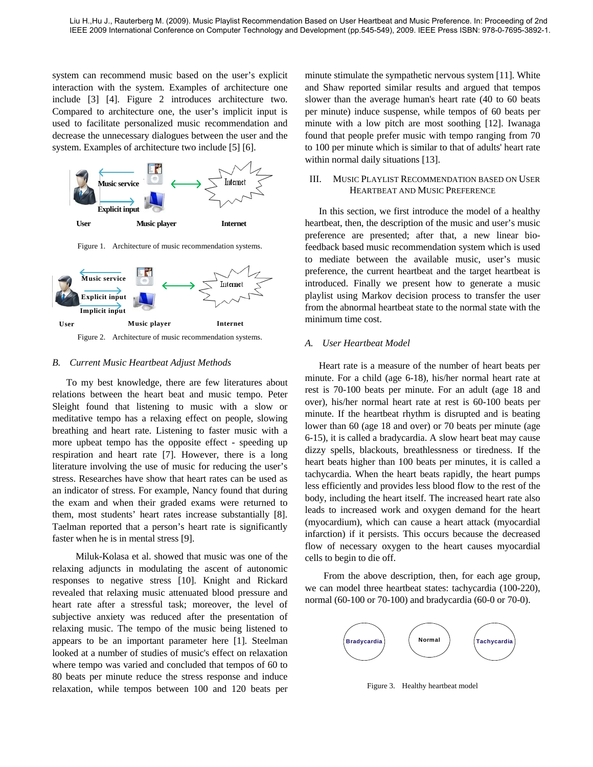system can recommend music based on the user's explicit interaction with the system. Examples of architecture one include [3] [4]. Figure 2 introduces architecture two. Compared to architecture one, the user's implicit input is used to facilitate personalized music recommendation and decrease the unnecessary dialogues between the user and the system. Examples of architecture two include [5] [6].

Figure 1. Architecture of music recommendation systems.

Figure 2. Architecture of music recommendation systems.

### B. Current Music Heartbeat Adjust Methods

To my best knowledge, there are few literatures about relations between the heart beat and music tempo. Peter Sleight found that listening to music with a slow or meditative tempo has a relaxing effect on people, slowing breathing and heart rate. Listening to faster music with a more upbeat tempo has the opposite effect - speeding up respiration and heart rate [7]. However, there is a long literature involving the use of music for reducing the user's stress. Researches have show that heart rates can be used as an indicator of stress. For example, Nancy found that during the exam and when their graded exams were returned to them, most students' heart rates increase substantially [8]. Taelman reported that a person's heart rate is significantly faster when he is in mental stress [9].

Miluk-Kolasa et al. showed that music was one of the relaxing adjuncts in modulating the ascent of autonomic responses to negative stress [10]. Knight and Rickard revealed that relaxing music attenuated blood pressure and heart rate after a stressful task; moreover, the level of subjective anxiety was reduced after the presentation of relaxing music. The tempo of the music being listened to appears to be an important parameter here [1]. Steelman looked at a number of studies of music's effect on relaxation where tempo was varied and concluded that tempos of 60 to 80 beats per minute reduce the stress response and induce relaxation, while tempos between 100 and 120 beats per minute stimulate the sympathetic nervous system [11]. White and Shaw reported similar results and argued that tempos slower than the average human's heart rate (40 to 60 beats per minute) induce suspense, while tempos of 60 beats per minute with a low pitch are most soothing [12]. Iwanaga found that people prefer music with tempo ranging from 70 to 100 per minute which is similar to that of adults' heart rate within normal daily situations [13].

## III. Music Playlist Recommendation Based on User Heartbeat and Music Preference

In this section, we first introduce the model of a healthy heartbeat, then, the description of the music and user's music preference are presented; after that, a new linear bio-feedback based music recommendation system which is used to mediate between the available music, user's music preference, the current heartbeat and the target heartbeat is introduced. Finally we present how to generate a music playlist using Markov decision process to transfer the user from the abnormal heartbeat state to the normal state with the minimum time cost.

### A. User Heartbeat Model

Heart rate is a measure of the number of heart beats per minute. For a child (age 6-18), his/her normal heart rate at rest is 70-100 beats per minute. For an adult (age 18 and over), his/her normal heart rate at rest is 60-100 beats per minute. If the heartbeat rhythm is disrupted and is beating lower than 60 (age 18 and over) or 70 beats per minute (age 6-15), it is called a bradycardia. A slow heart beat may cause dizzy spells, blackouts, breathlessness or tiredness. If the heart beats higher than 100 beats per minutes, it is called a tachycardia. When the heart beats rapidly, the heart pumps less efficiently and provides less blood flow to the rest of the body, including the heart itself. The increased heart rate also leads to increased work and oxygen demand for the heart (myocardium), which can cause a heart attack (myocardial infarction) if it persists. This occurs because the decreased flow of necessary oxygen to the heart causes myocardial cells to begin to die off.

From the above description, then, for each age group, we can model three heartbeat states: tachycardia (100-220), normal (60-100 or 70-100) and bradycardia (60-0 or 70-0).

Figure 3. Healthy heartbeat model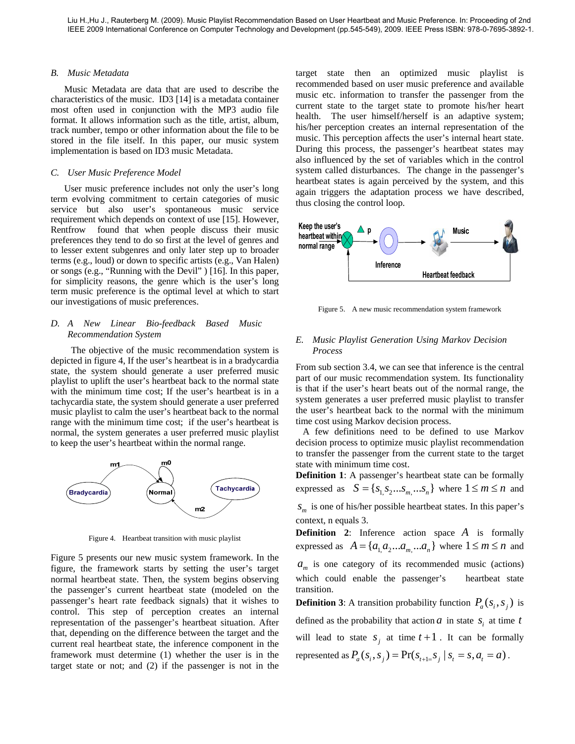### B. Music Metadata

Music Metadata are data that are used to describe the characteristics of the music. ID3 [14] is a metadata container most often used in conjunction with the MP3 audio file format. It allows information such as the title, artist, album, track number, tempo or other information about the file to be stored in the file itself. In this paper, our music system implementation is based on ID3 music Metadata.

### C. User Music Preference Model

User music preference includes not only the user's long term evolving commitment to certain categories of music service but also user's spontaneous music service requirement which depends on context of use [15]. However, Rentfrow found that when people discuss their music preferences they tend to do so first at the level of genres and to lesser extent subgenres and only later step up to broader terms (e.g., loud) or down to specific artists (e.g., Van Halen) or songs (e.g., "Running with the Devil" ) [16]. In this paper, for simplicity reasons, the genre which is the user's long term music preference is the optimal level at which to start our investigations of music preferences.

### D. A New Linear Bio-feedback Based Music Recommendation System

The objective of the music recommendation system is depicted in figure 4, If the user's heartbeat is in a bradycardia state, the system should generate a user preferred music playlist to uplift the user's heartbeat back to the normal state with the minimum time cost; If the user's heartbeat is in a tachycardia state, the system should generate a user preferred music playlist to calm the user's heartbeat back to the normal range with the minimum time cost; if the user's heartbeat is normal, the system generates a user preferred music playlist to keep the user's heartbeat within the normal range.

Figure 4. Heartbeat transition with music playlist

Figure 5 presents our new music system framework. In the figure, the framework starts by setting the user's target normal heartbeat state. Then, the system begins observing the passenger's current heartbeat state (modeled on the passenger's heart rate feedback signals) that it wishes to control. This step of perception creates an internal representation of the passenger's heartbeat situation. After that, depending on the difference between the target and the current real heartbeat state, the inference component in the framework must determine (1) whether the user is in the target state or not; and (2) if the passenger is not in the target state then an optimized music playlist is recommended based on user music preference and available music etc. information to transfer the passenger from the current state to the target state to promote his/her heart health. The user himself/herself is an adaptive system; his/her perception creates an internal representation of the music. This perception affects the user's internal heart state. During this process, the passenger's heartbeat states may also influenced by the set of variables which in the control system called disturbances. The change in the passenger's heartbeat states is again perceived by the system, and this again triggers the adaptation process we have described, thus closing the control loop.

Figure 5. A new music recommendation system framework

### E. Music Playlist Generation Using Markov Decision Process

From sub section 3.4, we can see that inference is the central part of our music recommendation system. Its functionality is that if the user's heart beats out of the normal range, the system generates a user preferred music playlist to transfer the user's heartbeat back to the normal with the minimum time cost using Markov decision process.

A few definitions need to be defined to use Markov decision process to optimize music playlist recommendation to transfer the passenger from the current state to the target state with minimum time cost.

**Definition 1**: A passenger's heartbeat state can be formally expressed as $S = \{s_1, s_2 ... s_m, ... s_n\}$ where $1 \le m \le n$ and $s_m$ is one of his/her possible heartbeat states. In this paper's context, n equals 3.

**Definition 2**: Inference action space $A$ is formally expressed as $A = \{a_1, a_2 ... a_m, ... a_n\}$ where $1 \le m \le n$ and $a_m$ is one category of its recommended music (actions) which could enable the passenger's heartbeat state transition.

**Definition 3**: A transition probability function $P_a(s_i, s_j)$ is defined as the probability that action $a$ in state $s_i$ at time $t$ will lead to state $s_j$ at time $t+1$. It can be formally represented as $P_a(s_i, s_j) = \Pr(s_{t+1=} s_j \mid s_t = s, a_t = a)$.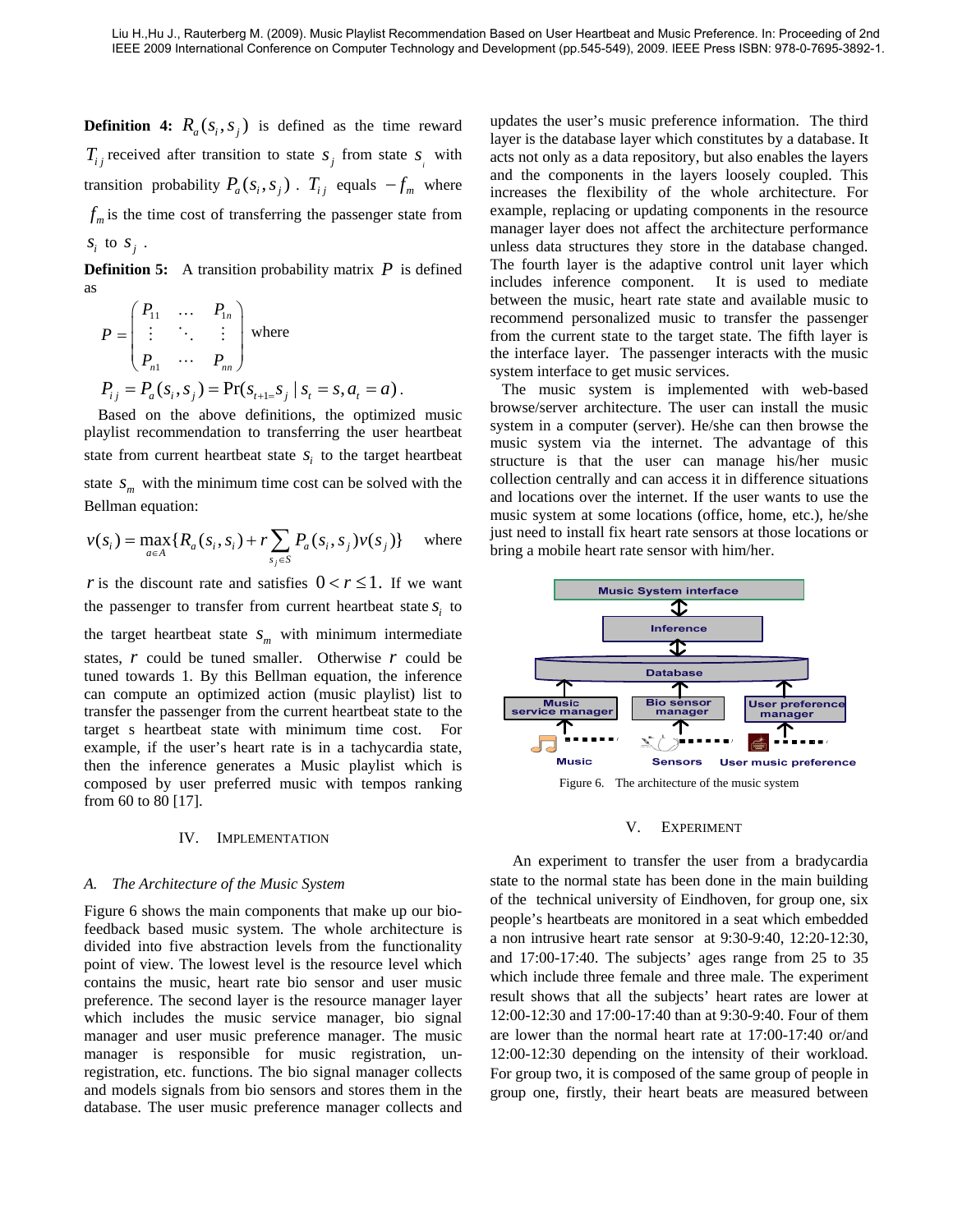**Definition 4:** $R_a(s_i, s_j)$ is defined as the time reward $T_{ij}$ received after transition to state $s_j$ from state $s_i$ with transition probability $P_a(s_i, s_j)$. $T_{ij}$ equals $-f_m$ where $f_m$ is the time cost of transferring the passenger state from $s_i$ to $s_j$.

**Definition 5:** A transition probability matrix $P$ is defined as

$$P = \begin{pmatrix} P_{11} & \cdots & P_{1n} \\ \vdots & \ddots & \vdots \\ P_{n1} & \cdots & P_{nn} \end{pmatrix} \text{ where}$$

$$P_{ij} = P_a(s_i, s_j) = \Pr(s_{t+1=}s_j \mid s_t = s, a_t = a).$$

Based on the above definitions, the optimized music playlist recommendation to transferring the user heartbeat state from current heartbeat state $s_i$ to the target heartbeat state $s_m$ with the minimum time cost can be solved with the Bellman equation:

$$v(s_i) = \max_{a \in A}\{R_a(s_i, s_i) + r\sum_{s_j \in S} P_a(s_i, s_j)v(s_j)\} \quad \text{where}$$

$r$ is the discount rate and satisfies $0 < r \leq 1$. If we want the passenger to transfer from current heartbeat state $s_i$ to the target heartbeat state $s_m$ with minimum intermediate states, $r$ could be tuned smaller. Otherwise $r$ could be tuned towards 1. By this Bellman equation, the inference can compute an optimized action (music playlist) list to transfer the passenger from the current heartbeat state to the target s heartbeat state with minimum time cost. For example, if the user's heart rate is in a tachycardia state, then the inference generates a Music playlist which is composed by user preferred music with tempos ranking from 60 to 80 [17].

## IV. IMPLEMENTATION

### *A. The Architecture of the Music System*

Figure 6 shows the main components that make up our bio-feedback based music system. The whole architecture is divided into five abstraction levels from the functionality point of view. The lowest level is the resource level which contains the music, heart rate bio sensor and user music preference. The second layer is the resource manager layer which includes the music service manager, bio signal manager and user music preference manager. The music manager is responsible for music registration, un-registration, etc. functions. The bio signal manager collects and models signals from bio sensors and stores them in the database. The user music preference manager collects and updates the user's music preference information. The third layer is the database layer which constitutes by a database. It acts not only as a data repository, but also enables the layers and the components in the layers loosely coupled. This increases the flexibility of the whole architecture. For example, replacing or updating components in the resource manager layer does not affect the architecture performance unless data structures they store in the database changed. The fourth layer is the adaptive control unit layer which includes inference component. It is used to mediate between the music, heart rate state and available music to recommend personalized music to transfer the passenger from the current state to the target state. The fifth layer is the interface layer. The passenger interacts with the music system interface to get music services.

The music system is implemented with web-based browse/server architecture. The user can install the music system in a computer (server). He/she can then browse the music system via the internet. The advantage of this structure is that the user can manage his/her music collection centrally and can access it in difference situations and locations over the internet. If the user wants to use the music system at some locations (office, home, etc.), he/she just need to install fix heart rate sensors at those locations or bring a mobile heart rate sensor with him/her.

Music System interface
Inference
Database
Music service manager
Bio sensor manager
User preference manager
Music
Sensors
User music preference

Figure 6. The architecture of the music system

## V. EXPERIMENT

An experiment to transfer the user from a bradycardia state to the normal state has been done in the main building of the technical university of Eindhoven, for group one, six people's heartbeats are monitored in a seat which embedded a non intrusive heart rate sensor at 9:30-9:40, 12:20-12:30, and 17:00-17:40. The subjects' ages range from 25 to 35 which include three female and three male. The experiment result shows that all the subjects' heart rates are lower at 12:00-12:30 and 17:00-17:40 than at 9:30-9:40. Four of them are lower than the normal heart rate at 17:00-17:40 or/and 12:00-12:30 depending on the intensity of their workload. For group two, it is composed of the same group of people in group one, firstly, their heart beats are measured between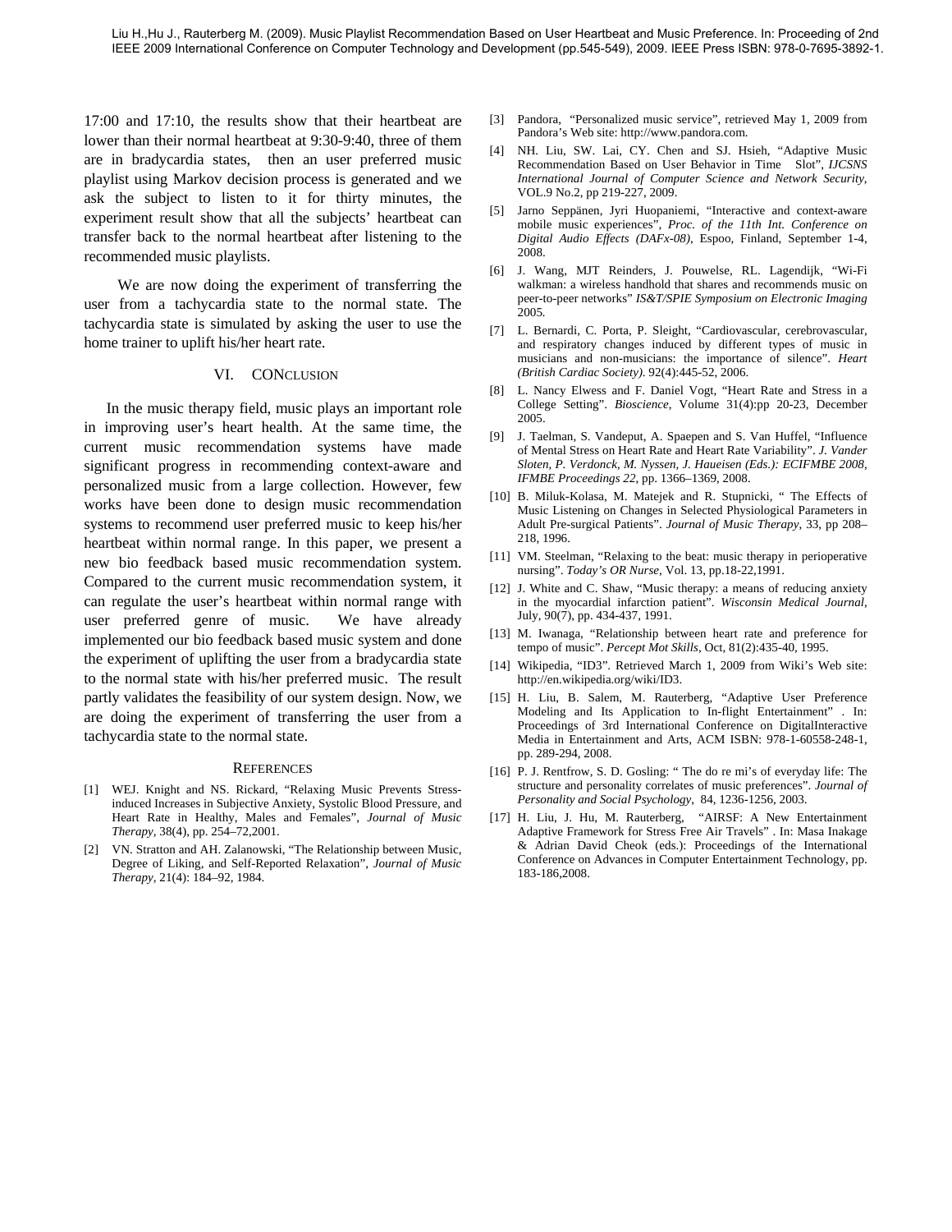17:00 and 17:10, the results show that their heartbeat are lower than their normal heartbeat at 9:30-9:40, three of them are in bradycardia states, then an user preferred music playlist using Markov decision process is generated and we ask the subject to listen to it for thirty minutes, the experiment result show that all the subjects' heartbeat can transfer back to the normal heartbeat after listening to the recommended music playlists.

We are now doing the experiment of transferring the user from a tachycardia state to the normal state. The tachycardia state is simulated by asking the user to use the home trainer to uplift his/her heart rate.

## VI. CONCLUSION

In the music therapy field, music plays an important role in improving user's heart health. At the same time, the current music recommendation systems have made significant progress in recommending context-aware and personalized music from a large collection. However, few works have been done to design music recommendation systems to recommend user preferred music to keep his/her heartbeat within normal range. In this paper, we present a new bio feedback based music recommendation system. Compared to the current music recommendation system, it can regulate the user's heartbeat within normal range with user preferred genre of music. We have already implemented our bio feedback based music system and done the experiment of uplifting the user from a bradycardia state to the normal state with his/her preferred music. The result partly validates the feasibility of our system design. Now, we are doing the experiment of transferring the user from a tachycardia state to the normal state.

## REFERENCES

[1] WEJ. Knight and NS. Rickard, "Relaxing Music Prevents Stress-induced Increases in Subjective Anxiety, Systolic Blood Pressure, and Heart Rate in Healthy, Males and Females", *Journal of Music Therapy*, 38(4), pp. 254–72,2001.

[2] VN. Stratton and AH. Zalanowski, "The Relationship between Music, Degree of Liking, and Self-Reported Relaxation", *Journal of Music Therapy*, 21(4): 184–92, 1984.

[3] Pandora, "Personalized music service", retrieved May 1, 2009 from Pandora's Web site: http://www.pandora.com.

[4] NH. Liu, SW. Lai, CY. Chen and SJ. Hsieh, "Adaptive Music Recommendation Based on User Behavior in Time Slot", *IJCSNS International Journal of Computer Science and Network Security*, VOL.9 No.2, pp 219-227, 2009.

[5] Jarno Seppänen, Jyri Huopaniemi, "Interactive and context-aware mobile music experiences", *Proc. of the 11th Int. Conference on Digital Audio Effects (DAFx-08)*, Espoo, Finland, September 1-4, 2008.

[6] J. Wang, MJT Reinders, J. Pouwelse, RL. Lagendijk, "Wi-Fi walkman: a wireless handhold that shares and recommends music on peer-to-peer networks" *IS&T/SPIE Symposium on Electronic Imaging* 2005.

[7] L. Bernardi, C. Porta, P. Sleight, "Cardiovascular, cerebrovascular, and respiratory changes induced by different types of music in musicians and non-musicians: the importance of silence". *Heart (British Cardiac Society)*. 92(4):445-52, 2006.

[8] L. Nancy Elwess and F. Daniel Vogt, "Heart Rate and Stress in a College Setting". *Bioscience*, Volume 31(4):pp 20-23, December 2005.

[9] J. Taelman, S. Vandeput, A. Spaepen and S. Van Huffel, "Influence of Mental Stress on Heart Rate and Heart Rate Variability". *J. Vander Sloten, P. Verdonck, M. Nyssen, J. Haueisen (Eds.): ECIFMBE 2008, IFMBE Proceedings 22*, pp. 1366–1369, 2008.

[10] B. Miluk-Kolasa, M. Matejek and R. Stupnicki, " The Effects of Music Listening on Changes in Selected Physiological Parameters in Adult Pre-surgical Patients". *Journal of Music Therapy*, 33, pp 208–218, 1996.

[11] VM. Steelman, "Relaxing to the beat: music therapy in perioperative nursing". *Today's OR Nurse*, Vol. 13, pp.18-22,1991.

[12] J. White and C. Shaw, "Music therapy: a means of reducing anxiety in the myocardial infarction patient". *Wisconsin Medical Journal*, July, 90(7), pp. 434-437, 1991.

[13] M. Iwanaga, "Relationship between heart rate and preference for tempo of music". *Percept Mot Skills*, Oct, 81(2):435-40, 1995.

[14] Wikipedia, "ID3". Retrieved March 1, 2009 from Wiki's Web site: http://en.wikipedia.org/wiki/ID3.

[15] H. Liu, B. Salem, M. Rauterberg, "Adaptive User Preference Modeling and Its Application to In-flight Entertainment" . In: Proceedings of 3rd International Conference on DigitalInteractive Media in Entertainment and Arts, ACM ISBN: 978-1-60558-248-1, pp. 289-294, 2008.

[16] P. J. Rentfrow, S. D. Gosling: " The do re mi's of everyday life: The structure and personality correlates of music preferences". *Journal of Personality and Social Psychology*, 84, 1236-1256, 2003.

[17] H. Liu, J. Hu, M. Rauterberg, "AIRSF: A New Entertainment Adaptive Framework for Stress Free Air Travels" . In: Masa Inakage & Adrian David Cheok (eds.): Proceedings of the International Conference on Advances in Computer Entertainment Technology, pp. 183-186,2008.